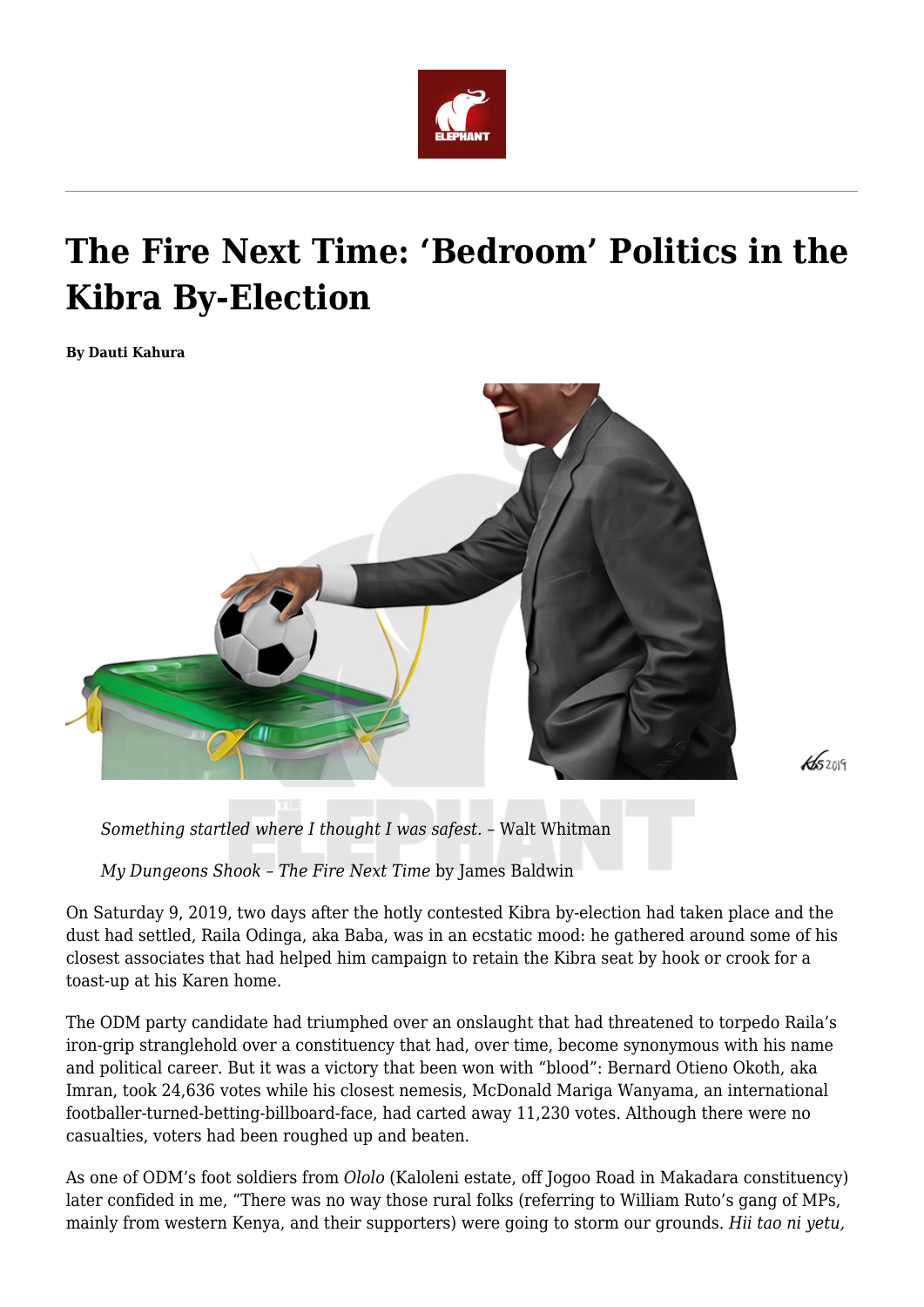# The Fire Next Time: 'Bedroom' Politics in the Kibra By-Election

**By Dauti Kahura**

*Something startled where I thought I was safest.* – Walt Whitman

*My Dungeons Shook – The Fire Next Time* by James Baldwin

On Saturday 9, 2019, two days after the hotly contested Kibra by-election had taken place and the dust had settled, Raila Odinga, aka Baba, was in an ecstatic mood: he gathered around some of his closest associates that had helped him campaign to retain the Kibra seat by hook or crook for a toast-up at his Karen home.

The ODM party candidate had triumphed over an onslaught that had threatened to torpedo Raila's iron-grip stranglehold over a constituency that had, over time, become synonymous with his name and political career. But it was a victory that been won with "blood": Bernard Otieno Okoth, aka Imran, took 24,636 votes while his closest nemesis, McDonald Mariga Wanyama, an international footballer-turned-betting-billboard-face, had carted away 11,230 votes. Although there were no casualties, voters had been roughed up and beaten.

As one of ODM's foot soldiers from *Ololo* (Kaloleni estate, off Jogoo Road in Makadara constituency) later confided in me, "There was no way those rural folks (referring to William Ruto's gang of MPs, mainly from western Kenya, and their supporters) were going to storm our grounds. *Hii tao ni yetu,*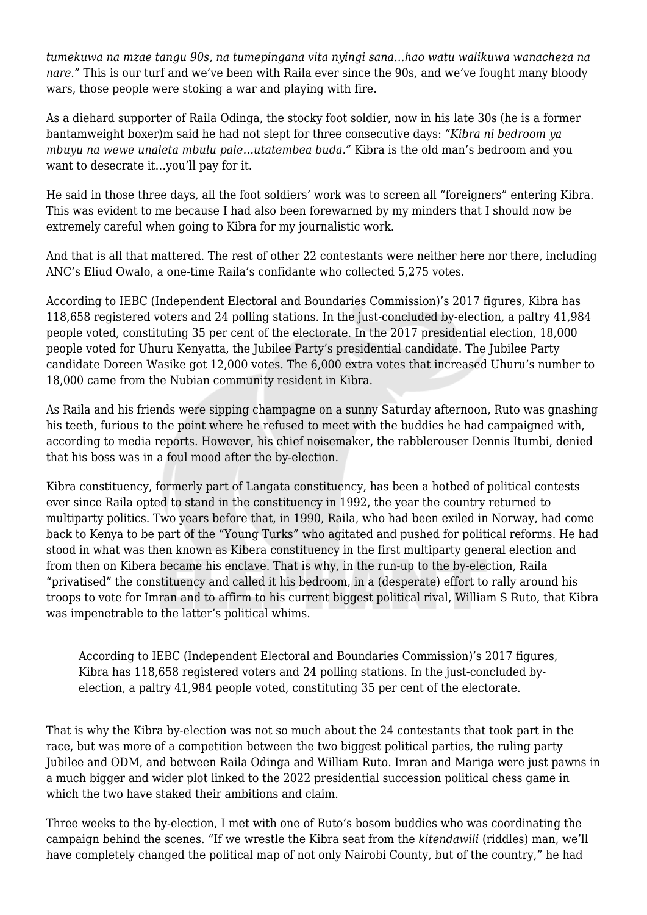*tumekuwa na mzae tangu 90s, na tumepingana vita nyingi sana…hao watu walikuwa wanacheza na nare.*" This is our turf and we've been with Raila ever since the 90s, and we've fought many bloody wars, those people were stoking a war and playing with fire.

As a diehard supporter of Raila Odinga, the stocky foot soldier, now in his late 30s (he is a former bantamweight boxer)m said he had not slept for three consecutive days: *"Kibra ni bedroom ya mbuyu na wewe unaleta mbulu pale…utatembea buda."* Kibra is the old man's bedroom and you want to desecrate it…you'll pay for it.

He said in those three days, all the foot soldiers' work was to screen all "foreigners" entering Kibra. This was evident to me because I had also been forewarned by my minders that I should now be extremely careful when going to Kibra for my journalistic work.

And that is all that mattered. The rest of other 22 contestants were neither here nor there, including ANC's Eliud Owalo, a one-time Raila's confidante who collected 5,275 votes.

According to IEBC (Independent Electoral and Boundaries Commission)'s 2017 figures, Kibra has 118,658 registered voters and 24 polling stations. In the just-concluded by-election, a paltry 41,984 people voted, constituting 35 per cent of the electorate. In the 2017 presidential election, 18,000 people voted for Uhuru Kenyatta, the Jubilee Party's presidential candidate. The Jubilee Party candidate Doreen Wasike got 12,000 votes. The 6,000 extra votes that increased Uhuru's number to 18,000 came from the Nubian community resident in Kibra.

As Raila and his friends were sipping champagne on a sunny Saturday afternoon, Ruto was gnashing his teeth, furious to the point where he refused to meet with the buddies he had campaigned with, according to media reports. However, his chief noisemaker, the rabblerouser Dennis Itumbi, denied that his boss was in a foul mood after the by-election.

Kibra constituency, formerly part of Langata constituency, has been a hotbed of political contests ever since Raila opted to stand in the constituency in 1992, the year the country returned to multiparty politics. Two years before that, in 1990, Raila, who had been exiled in Norway, had come back to Kenya to be part of the "Young Turks" who agitated and pushed for political reforms. He had stood in what was then known as Kibera constituency in the first multiparty general election and from then on Kibera became his enclave. That is why, in the run-up to the by-election, Raila "privatised" the constituency and called it his bedroom, in a (desperate) effort to rally around his troops to vote for Imran and to affirm to his current biggest political rival, William S Ruto, that Kibra was impenetrable to the latter's political whims.

> According to IEBC (Independent Electoral and Boundaries Commission)'s 2017 figures, Kibra has 118,658 registered voters and 24 polling stations. In the just-concluded by-election, a paltry 41,984 people voted, constituting 35 per cent of the electorate.

That is why the Kibra by-election was not so much about the 24 contestants that took part in the race, but was more of a competition between the two biggest political parties, the ruling party Jubilee and ODM, and between Raila Odinga and William Ruto. Imran and Mariga were just pawns in a much bigger and wider plot linked to the 2022 presidential succession political chess game in which the two have staked their ambitions and claim.

Three weeks to the by-election, I met with one of Ruto's bosom buddies who was coordinating the campaign behind the scenes. "If we wrestle the Kibra seat from the *kitendawili* (riddles) man, we'll have completely changed the political map of not only Nairobi County, but of the country," he had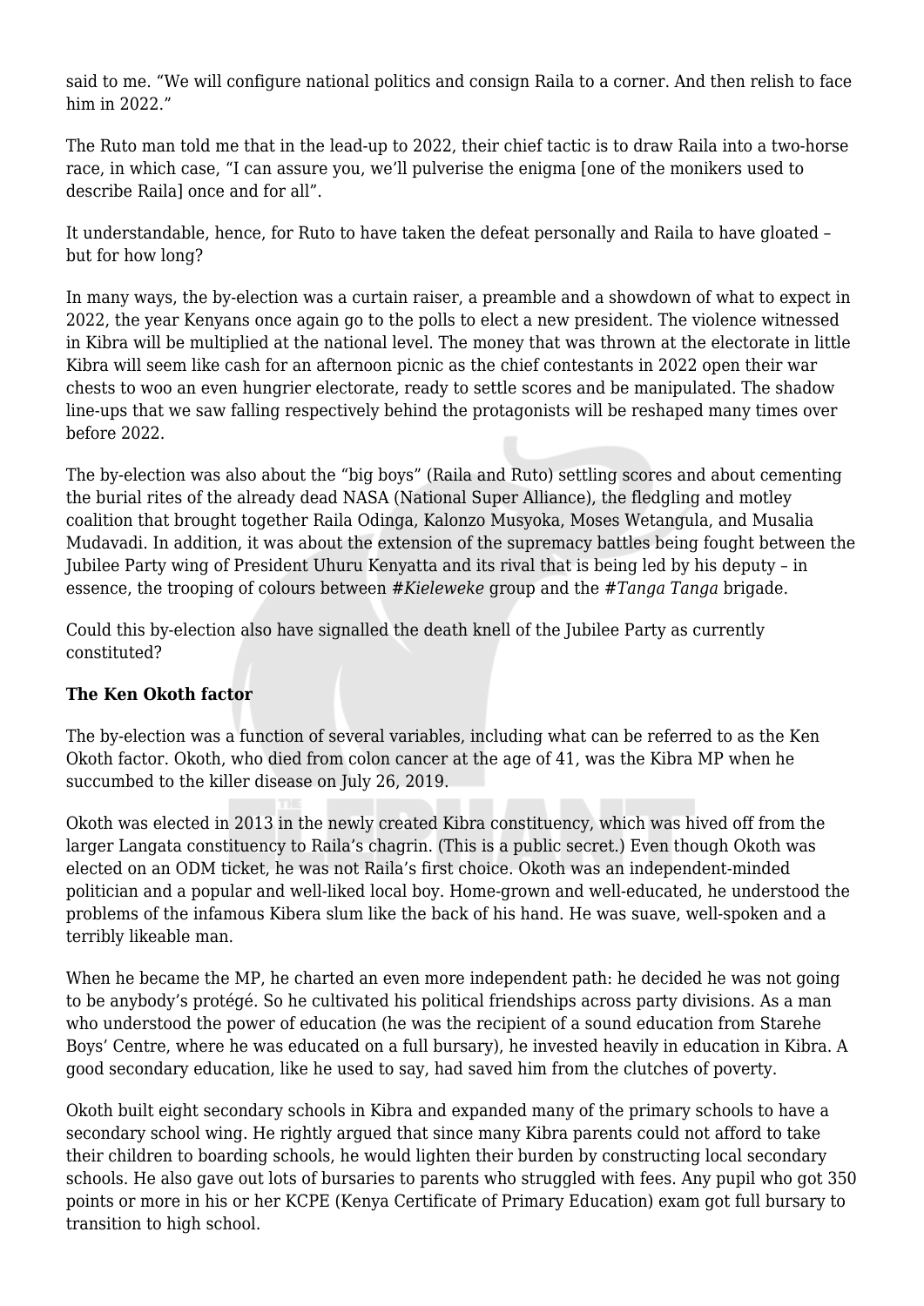said to me. "We will configure national politics and consign Raila to a corner. And then relish to face him in 2022."

The Ruto man told me that in the lead-up to 2022, their chief tactic is to draw Raila into a two-horse race, in which case, "I can assure you, we'll pulverise the enigma [one of the monikers used to describe Raila] once and for all".

It understandable, hence, for Ruto to have taken the defeat personally and Raila to have gloated – but for how long?

In many ways, the by-election was a curtain raiser, a preamble and a showdown of what to expect in 2022, the year Kenyans once again go to the polls to elect a new president. The violence witnessed in Kibra will be multiplied at the national level. The money that was thrown at the electorate in little Kibra will seem like cash for an afternoon picnic as the chief contestants in 2022 open their war chests to woo an even hungrier electorate, ready to settle scores and be manipulated. The shadow line-ups that we saw falling respectively behind the protagonists will be reshaped many times over before 2022.

The by-election was also about the "big boys" (Raila and Ruto) settling scores and about cementing the burial rites of the already dead NASA (National Super Alliance), the fledgling and motley coalition that brought together Raila Odinga, Kalonzo Musyoka, Moses Wetangula, and Musalia Mudavadi. In addition, it was about the extension of the supremacy battles being fought between the Jubilee Party wing of President Uhuru Kenyatta and its rival that is being led by his deputy – in essence, the trooping of colours between #*Kieleweke* group and the #*Tanga Tanga* brigade.

Could this by-election also have signalled the death knell of the Jubilee Party as currently constituted?

**The Ken Okoth factor**

The by-election was a function of several variables, including what can be referred to as the Ken Okoth factor. Okoth, who died from colon cancer at the age of 41, was the Kibra MP when he succumbed to the killer disease on July 26, 2019.

Okoth was elected in 2013 in the newly created Kibra constituency, which was hived off from the larger Langata constituency to Raila's chagrin. (This is a public secret.) Even though Okoth was elected on an ODM ticket, he was not Raila's first choice. Okoth was an independent-minded politician and a popular and well-liked local boy. Home-grown and well-educated, he understood the problems of the infamous Kibera slum like the back of his hand. He was suave, well-spoken and a terribly likeable man.

When he became the MP, he charted an even more independent path: he decided he was not going to be anybody's protégé. So he cultivated his political friendships across party divisions. As a man who understood the power of education (he was the recipient of a sound education from Starehe Boys' Centre, where he was educated on a full bursary), he invested heavily in education in Kibra. A good secondary education, like he used to say, had saved him from the clutches of poverty.

Okoth built eight secondary schools in Kibra and expanded many of the primary schools to have a secondary school wing. He rightly argued that since many Kibra parents could not afford to take their children to boarding schools, he would lighten their burden by constructing local secondary schools. He also gave out lots of bursaries to parents who struggled with fees. Any pupil who got 350 points or more in his or her KCPE (Kenya Certificate of Primary Education) exam got full bursary to transition to high school.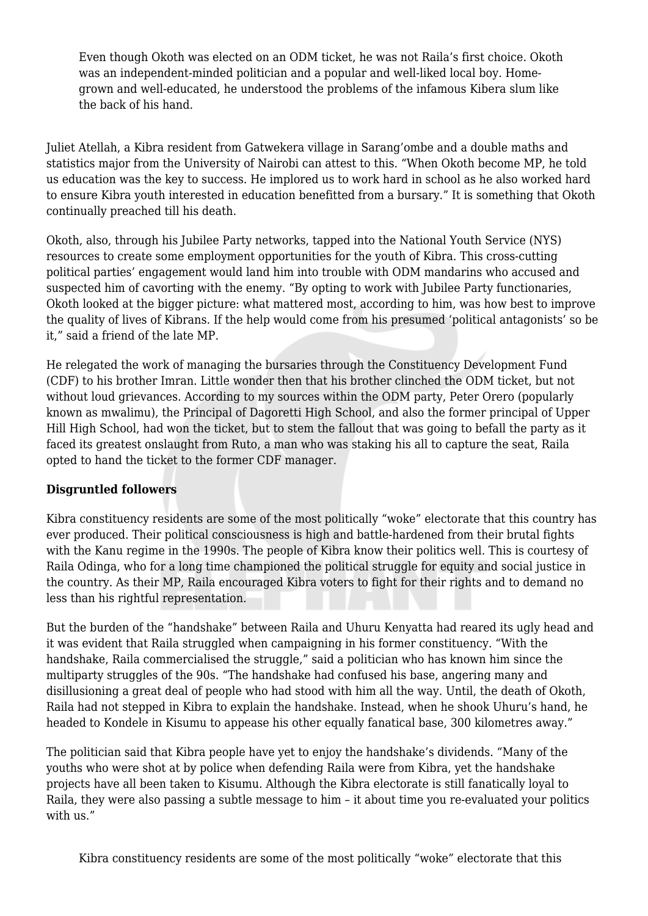> Even though Okoth was elected on an ODM ticket, he was not Raila's first choice. Okoth was an independent-minded politician and a popular and well-liked local boy. Home-grown and well-educated, he understood the problems of the infamous Kibera slum like the back of his hand.

Juliet Atellah, a Kibra resident from Gatwekera village in Sarang'ombe and a double maths and statistics major from the University of Nairobi can attest to this. "When Okoth become MP, he told us education was the key to success. He implored us to work hard in school as he also worked hard to ensure Kibra youth interested in education benefitted from a bursary." It is something that Okoth continually preached till his death.

Okoth, also, through his Jubilee Party networks, tapped into the National Youth Service (NYS) resources to create some employment opportunities for the youth of Kibra. This cross-cutting political parties' engagement would land him into trouble with ODM mandarins who accused and suspected him of cavorting with the enemy. "By opting to work with Jubilee Party functionaries, Okoth looked at the bigger picture: what mattered most, according to him, was how best to improve the quality of lives of Kibrans. If the help would come from his presumed 'political antagonists' so be it," said a friend of the late MP.

He relegated the work of managing the bursaries through the Constituency Development Fund (CDF) to his brother Imran. Little wonder then that his brother clinched the ODM ticket, but not without loud grievances. According to my sources within the ODM party, Peter Orero (popularly known as mwalimu), the Principal of Dagoretti High School, and also the former principal of Upper Hill High School, had won the ticket, but to stem the fallout that was going to befall the party as it faced its greatest onslaught from Ruto, a man who was staking his all to capture the seat, Raila opted to hand the ticket to the former CDF manager.

**Disgruntled followers**

Kibra constituency residents are some of the most politically "woke" electorate that this country has ever produced. Their political consciousness is high and battle-hardened from their brutal fights with the Kanu regime in the 1990s. The people of Kibra know their politics well. This is courtesy of Raila Odinga, who for a long time championed the political struggle for equity and social justice in the country. As their MP, Raila encouraged Kibra voters to fight for their rights and to demand no less than his rightful representation.

But the burden of the "handshake" between Raila and Uhuru Kenyatta had reared its ugly head and it was evident that Raila struggled when campaigning in his former constituency. "With the handshake, Raila commercialised the struggle," said a politician who has known him since the multiparty struggles of the 90s. "The handshake had confused his base, angering many and disillusioning a great deal of people who had stood with him all the way. Until, the death of Okoth, Raila had not stepped in Kibra to explain the handshake. Instead, when he shook Uhuru's hand, he headed to Kondele in Kisumu to appease his other equally fanatical base, 300 kilometres away."

The politician said that Kibra people have yet to enjoy the handshake's dividends. "Many of the youths who were shot at by police when defending Raila were from Kibra, yet the handshake projects have all been taken to Kisumu. Although the Kibra electorate is still fanatically loyal to Raila, they were also passing a subtle message to him – it about time you re-evaluated your politics with us."

> Kibra constituency residents are some of the most politically "woke" electorate that this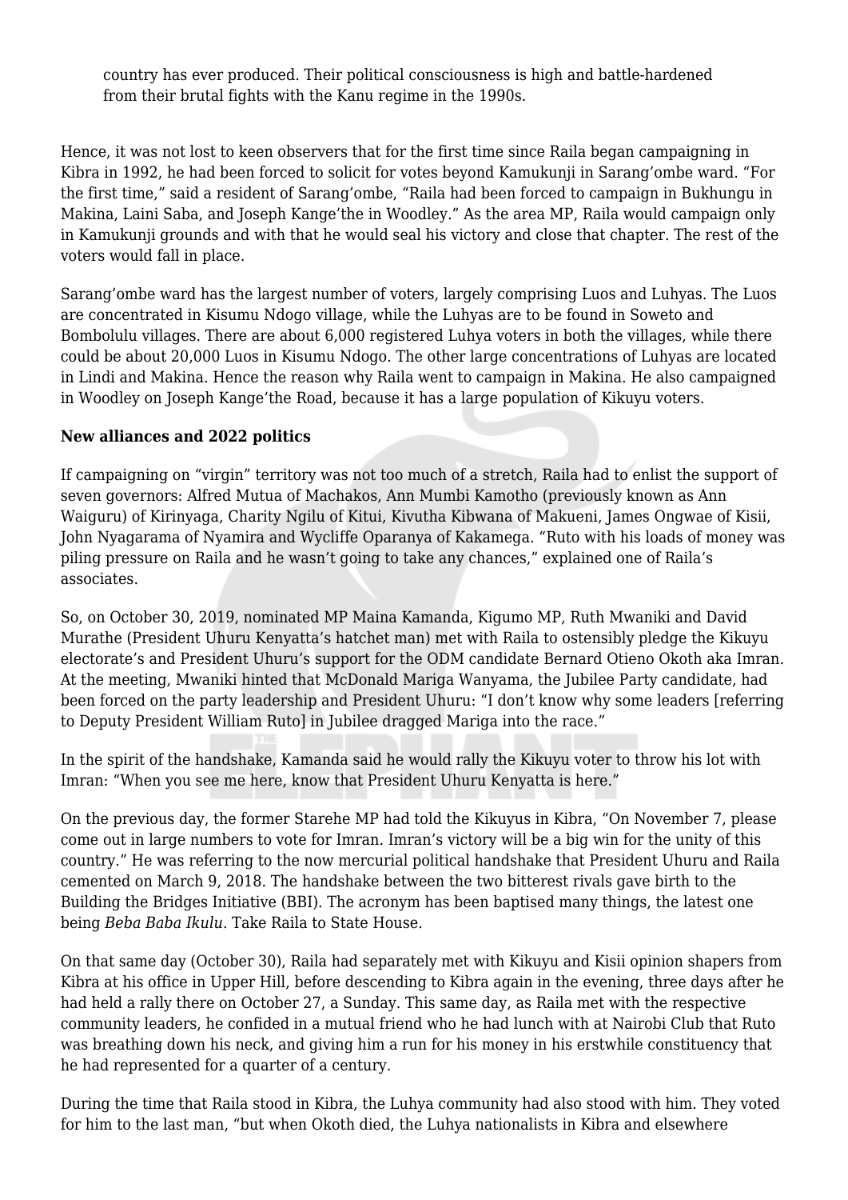country has ever produced. Their political consciousness is high and battle-hardened from their brutal fights with the Kanu regime in the 1990s.

Hence, it was not lost to keen observers that for the first time since Raila began campaigning in Kibra in 1992, he had been forced to solicit for votes beyond Kamukunji in Sarang'ombe ward. "For the first time," said a resident of Sarang'ombe, "Raila had been forced to campaign in Bukhungu in Makina, Laini Saba, and Joseph Kange'the in Woodley." As the area MP, Raila would campaign only in Kamukunji grounds and with that he would seal his victory and close that chapter. The rest of the voters would fall in place.

Sarang'ombe ward has the largest number of voters, largely comprising Luos and Luhyas. The Luos are concentrated in Kisumu Ndogo village, while the Luhyas are to be found in Soweto and Bombolulu villages. There are about 6,000 registered Luhya voters in both the villages, while there could be about 20,000 Luos in Kisumu Ndogo. The other large concentrations of Luhyas are located in Lindi and Makina. Hence the reason why Raila went to campaign in Makina. He also campaigned in Woodley on Joseph Kange'the Road, because it has a large population of Kikuyu voters.

**New alliances and 2022 politics**

If campaigning on "virgin" territory was not too much of a stretch, Raila had to enlist the support of seven governors: Alfred Mutua of Machakos, Ann Mumbi Kamotho (previously known as Ann Waiguru) of Kirinyaga, Charity Ngilu of Kitui, Kivutha Kibwana of Makueni, James Ongwae of Kisii, John Nyagarama of Nyamira and Wycliffe Oparanya of Kakamega. "Ruto with his loads of money was piling pressure on Raila and he wasn't going to take any chances," explained one of Raila's associates.

So, on October 30, 2019, nominated MP Maina Kamanda, Kigumo MP, Ruth Mwaniki and David Murathe (President Uhuru Kenyatta's hatchet man) met with Raila to ostensibly pledge the Kikuyu electorate's and President Uhuru's support for the ODM candidate Bernard Otieno Okoth aka Imran. At the meeting, Mwaniki hinted that McDonald Mariga Wanyama, the Jubilee Party candidate, had been forced on the party leadership and President Uhuru: "I don't know why some leaders [referring to Deputy President William Ruto] in Jubilee dragged Mariga into the race."

In the spirit of the handshake, Kamanda said he would rally the Kikuyu voter to throw his lot with Imran: "When you see me here, know that President Uhuru Kenyatta is here."

On the previous day, the former Starehe MP had told the Kikuyus in Kibra, "On November 7, please come out in large numbers to vote for Imran. Imran's victory will be a big win for the unity of this country." He was referring to the now mercurial political handshake that President Uhuru and Raila cemented on March 9, 2018. The handshake between the two bitterest rivals gave birth to the Building the Bridges Initiative (BBI). The acronym has been baptised many things, the latest one being *Beba Baba Ikulu.* Take Raila to State House.

On that same day (October 30), Raila had separately met with Kikuyu and Kisii opinion shapers from Kibra at his office in Upper Hill, before descending to Kibra again in the evening, three days after he had held a rally there on October 27, a Sunday. This same day, as Raila met with the respective community leaders, he confided in a mutual friend who he had lunch with at Nairobi Club that Ruto was breathing down his neck, and giving him a run for his money in his erstwhile constituency that he had represented for a quarter of a century.

During the time that Raila stood in Kibra, the Luhya community had also stood with him. They voted for him to the last man, "but when Okoth died, the Luhya nationalists in Kibra and elsewhere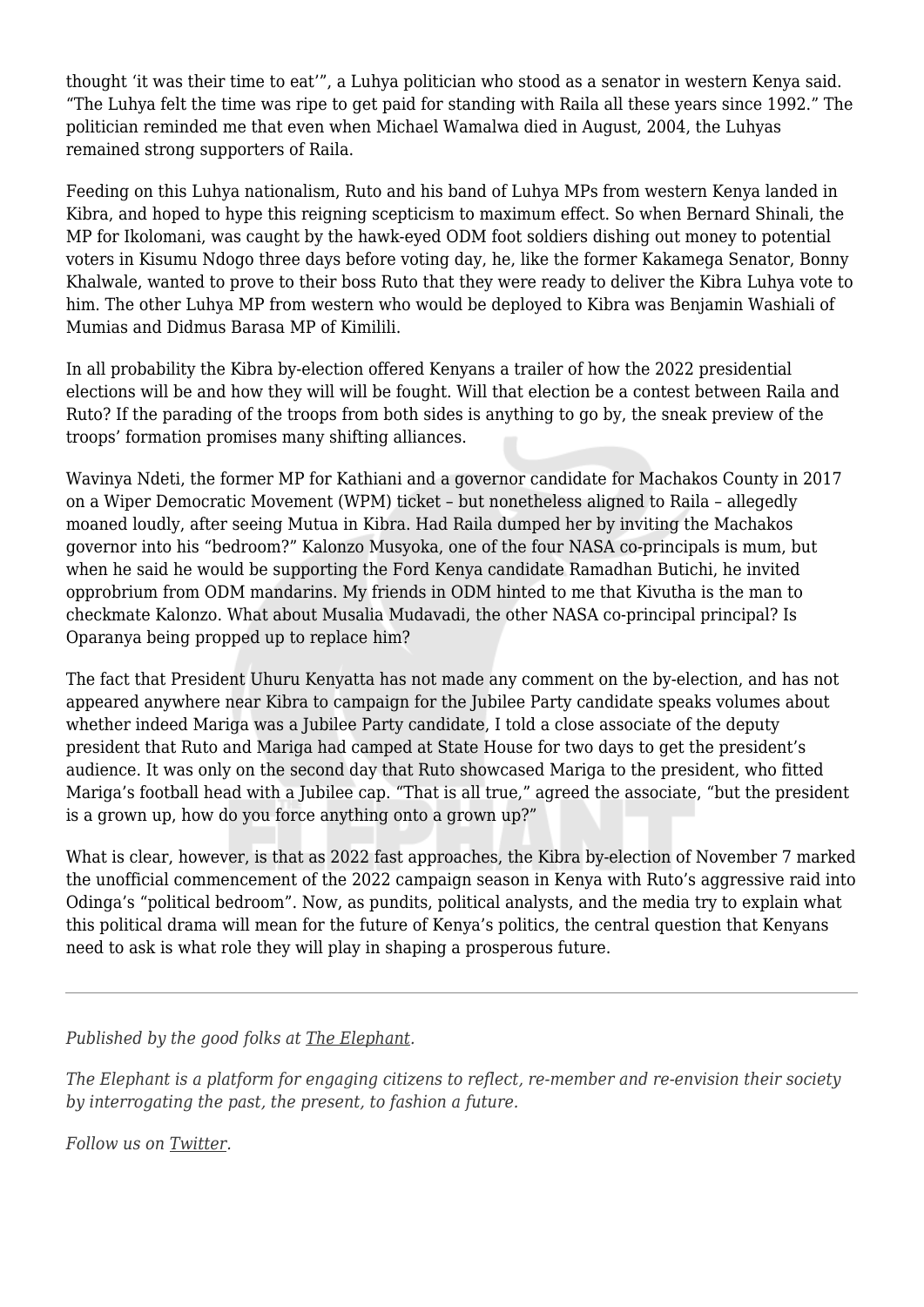thought 'it was their time to eat'", a Luhya politician who stood as a senator in western Kenya said. "The Luhya felt the time was ripe to get paid for standing with Raila all these years since 1992." The politician reminded me that even when Michael Wamalwa died in August, 2004, the Luhyas remained strong supporters of Raila.

Feeding on this Luhya nationalism, Ruto and his band of Luhya MPs from western Kenya landed in Kibra, and hoped to hype this reigning scepticism to maximum effect. So when Bernard Shinali, the MP for Ikolomani, was caught by the hawk-eyed ODM foot soldiers dishing out money to potential voters in Kisumu Ndogo three days before voting day, he, like the former Kakamega Senator, Bonny Khalwale, wanted to prove to their boss Ruto that they were ready to deliver the Kibra Luhya vote to him. The other Luhya MP from western who would be deployed to Kibra was Benjamin Washiali of Mumias and Didmus Barasa MP of Kimilili.

In all probability the Kibra by-election offered Kenyans a trailer of how the 2022 presidential elections will be and how they will will be fought. Will that election be a contest between Raila and Ruto? If the parading of the troops from both sides is anything to go by, the sneak preview of the troops' formation promises many shifting alliances.

Wavinya Ndeti, the former MP for Kathiani and a governor candidate for Machakos County in 2017 on a Wiper Democratic Movement (WPM) ticket – but nonetheless aligned to Raila – allegedly moaned loudly, after seeing Mutua in Kibra. Had Raila dumped her by inviting the Machakos governor into his "bedroom?" Kalonzo Musyoka, one of the four NASA co-principals is mum, but when he said he would be supporting the Ford Kenya candidate Ramadhan Butichi, he invited opprobrium from ODM mandarins. My friends in ODM hinted to me that Kivutha is the man to checkmate Kalonzo. What about Musalia Mudavadi, the other NASA co-principal principal? Is Oparanya being propped up to replace him?

The fact that President Uhuru Kenyatta has not made any comment on the by-election, and has not appeared anywhere near Kibra to campaign for the Jubilee Party candidate speaks volumes about whether indeed Mariga was a Jubilee Party candidate, I told a close associate of the deputy president that Ruto and Mariga had camped at State House for two days to get the president's audience. It was only on the second day that Ruto showcased Mariga to the president, who fitted Mariga's football head with a Jubilee cap. "That is all true," agreed the associate, "but the president is a grown up, how do you force anything onto a grown up?"

What is clear, however, is that as 2022 fast approaches, the Kibra by-election of November 7 marked the unofficial commencement of the 2022 campaign season in Kenya with Ruto's aggressive raid into Odinga's "political bedroom". Now, as pundits, political analysts, and the media try to explain what this political drama will mean for the future of Kenya's politics, the central question that Kenyans need to ask is what role they will play in shaping a prosperous future.

---

*Published by the good folks at The Elephant.*

*The Elephant is a platform for engaging citizens to reflect, re-member and re-envision their society by interrogating the past, the present, to fashion a future.*

*Follow us on Twitter.*